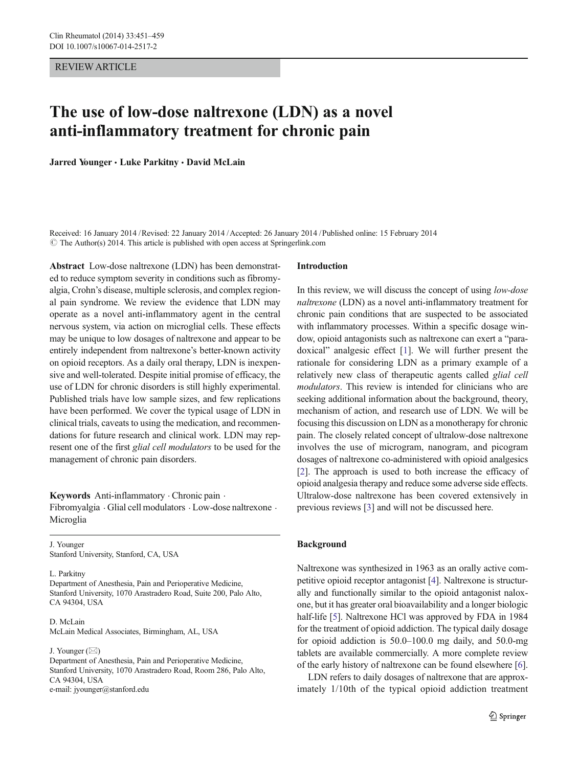REVIEW ARTICLE

# The use of low-dose naltrexone (LDN) as a novel anti-inflammatory treatment for chronic pain

**Jarred Younger · Luke Parkitny · David McLain**

Received: 16 January 2014 / Revised: 22 January 2014 / Accepted: 26 January 2014 / Published online: 15 February 2014
© The Author(s) 2014. This article is published with open access at Springerlink.com

**Abstract** Low-dose naltrexone (LDN) has been demonstrated to reduce symptom severity in conditions such as fibromyalgia, Crohn's disease, multiple sclerosis, and complex regional pain syndrome. We review the evidence that LDN may operate as a novel anti-inflammatory agent in the central nervous system, via action on microglial cells. These effects may be unique to low dosages of naltrexone and appear to be entirely independent from naltrexone's better-known activity on opioid receptors. As a daily oral therapy, LDN is inexpensive and well-tolerated. Despite initial promise of efficacy, the use of LDN for chronic disorders is still highly experimental. Published trials have low sample sizes, and few replications have been performed. We cover the typical usage of LDN in clinical trials, caveats to using the medication, and recommendations for future research and clinical work. LDN may represent one of the first *glial cell modulators* to be used for the management of chronic pain disorders.

**Keywords** Anti-inflammatory · Chronic pain · Fibromyalgia · Glial cell modulators · Low-dose naltrexone · Microglia

J. Younger
Stanford University, Stanford, CA, USA

L. Parkitny
Department of Anesthesia, Pain and Perioperative Medicine, Stanford University, 1070 Arastradero Road, Suite 200, Palo Alto, CA 94304, USA

D. McLain
McLain Medical Associates, Birmingham, AL, USA

J. Younger (✉)
Department of Anesthesia, Pain and Perioperative Medicine, Stanford University, 1070 Arastradero Road, Room 286, Palo Alto, CA 94304, USA
e-mail: jyounger@stanford.edu

## Introduction

In this review, we will discuss the concept of using *low-dose naltrexone* (LDN) as a novel anti-inflammatory treatment for chronic pain conditions that are suspected to be associated with inflammatory processes. Within a specific dosage window, opioid antagonists such as naltrexone can exert a "paradoxical" analgesic effect [1]. We will further present the rationale for considering LDN as a primary example of a relatively new class of therapeutic agents called *glial cell modulators*. This review is intended for clinicians who are seeking additional information about the background, theory, mechanism of action, and research use of LDN. We will be focusing this discussion on LDN as a monotherapy for chronic pain. The closely related concept of ultralow-dose naltrexone involves the use of microgram, nanogram, and picogram dosages of naltrexone co-administered with opioid analgesics [2]. The approach is used to both increase the efficacy of opioid analgesia therapy and reduce some adverse side effects. Ultralow-dose naltrexone has been covered extensively in previous reviews [3] and will not be discussed here.

## Background

Naltrexone was synthesized in 1963 as an orally active competitive opioid receptor antagonist [4]. Naltrexone is structurally and functionally similar to the opioid antagonist naloxone, but it has greater oral bioavailability and a longer biologic half-life [5]. Naltrexone HCl was approved by FDA in 1984 for the treatment of opioid addiction. The typical daily dosage for opioid addiction is 50.0–100.0 mg daily, and 50.0-mg tablets are available commercially. A more complete review of the early history of naltrexone can be found elsewhere [6].

LDN refers to daily dosages of naltrexone that are approximately 1/10th of the typical opioid addiction treatment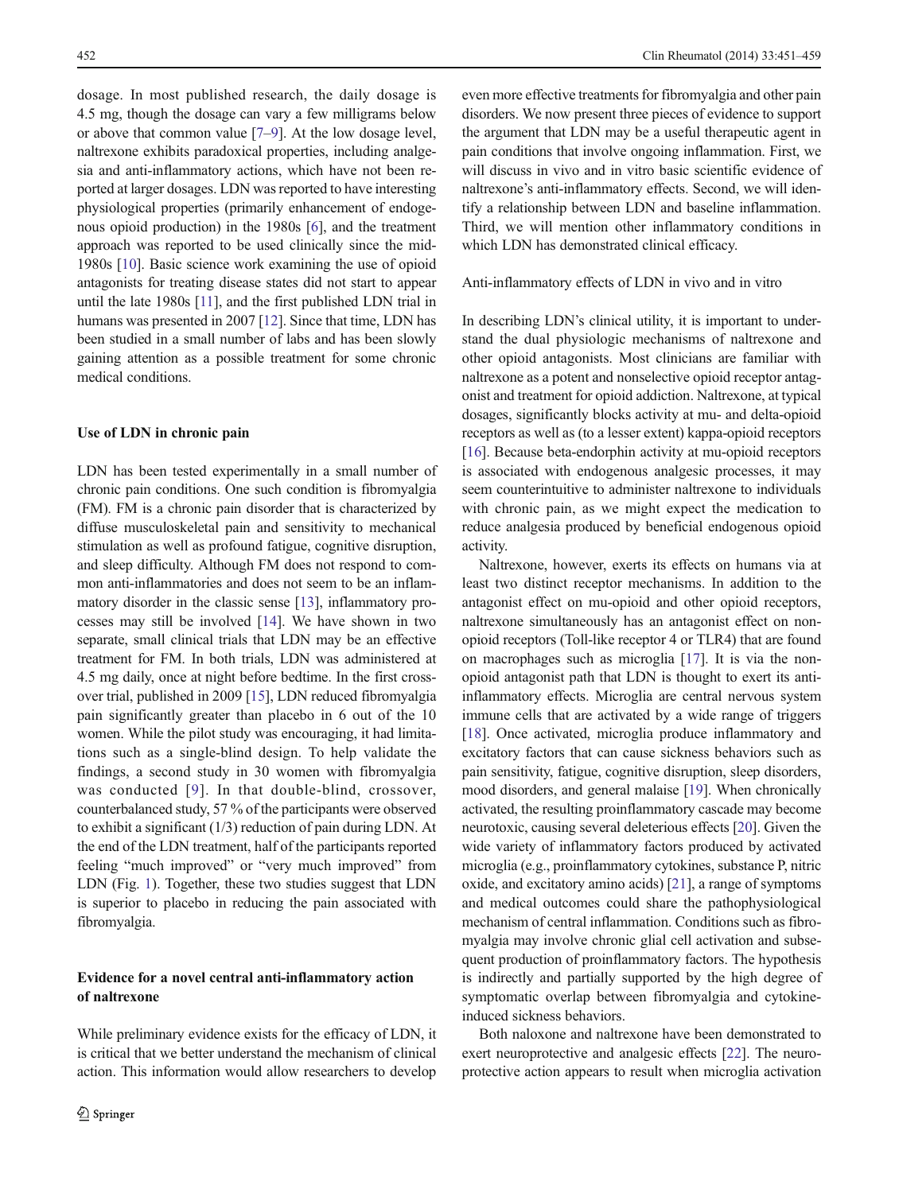dosage. In most published research, the daily dosage is 4.5 mg, though the dosage can vary a few milligrams below or above that common value [7–9]. At the low dosage level, naltrexone exhibits paradoxical properties, including analgesia and anti-inflammatory actions, which have not been reported at larger dosages. LDN was reported to have interesting physiological properties (primarily enhancement of endogenous opioid production) in the 1980s [6], and the treatment approach was reported to be used clinically since the mid-1980s [10]. Basic science work examining the use of opioid antagonists for treating disease states did not start to appear until the late 1980s [11], and the first published LDN trial in humans was presented in 2007 [12]. Since that time, LDN has been studied in a small number of labs and has been slowly gaining attention as a possible treatment for some chronic medical conditions.

## Use of LDN in chronic pain

LDN has been tested experimentally in a small number of chronic pain conditions. One such condition is fibromyalgia (FM). FM is a chronic pain disorder that is characterized by diffuse musculoskeletal pain and sensitivity to mechanical stimulation as well as profound fatigue, cognitive disruption, and sleep difficulty. Although FM does not respond to common anti-inflammatories and does not seem to be an inflammatory disorder in the classic sense [13], inflammatory processes may still be involved [14]. We have shown in two separate, small clinical trials that LDN may be an effective treatment for FM. In both trials, LDN was administered at 4.5 mg daily, once at night before bedtime. In the first crossover trial, published in 2009 [15], LDN reduced fibromyalgia pain significantly greater than placebo in 6 out of the 10 women. While the pilot study was encouraging, it had limitations such as a single-blind design. To help validate the findings, a second study in 30 women with fibromyalgia was conducted [9]. In that double-blind, crossover, counterbalanced study, 57 % of the participants were observed to exhibit a significant (1/3) reduction of pain during LDN. At the end of the LDN treatment, half of the participants reported feeling "much improved" or "very much improved" from LDN (Fig. 1). Together, these two studies suggest that LDN is superior to placebo in reducing the pain associated with fibromyalgia.

## Evidence for a novel central anti-inflammatory action of naltrexone

While preliminary evidence exists for the efficacy of LDN, it is critical that we better understand the mechanism of clinical action. This information would allow researchers to develop even more effective treatments for fibromyalgia and other pain disorders. We now present three pieces of evidence to support the argument that LDN may be a useful therapeutic agent in pain conditions that involve ongoing inflammation. First, we will discuss in vivo and in vitro basic scientific evidence of naltrexone's anti-inflammatory effects. Second, we will identify a relationship between LDN and baseline inflammation. Third, we will mention other inflammatory conditions in which LDN has demonstrated clinical efficacy.

### Anti-inflammatory effects of LDN in vivo and in vitro

In describing LDN's clinical utility, it is important to understand the dual physiologic mechanisms of naltrexone and other opioid antagonists. Most clinicians are familiar with naltrexone as a potent and nonselective opioid receptor antagonist and treatment for opioid addiction. Naltrexone, at typical dosages, significantly blocks activity at mu- and delta-opioid receptors as well as (to a lesser extent) kappa-opioid receptors [16]. Because beta-endorphin activity at mu-opioid receptors is associated with endogenous analgesic processes, it may seem counterintuitive to administer naltrexone to individuals with chronic pain, as we might expect the medication to reduce analgesia produced by beneficial endogenous opioid activity.

Naltrexone, however, exerts its effects on humans via at least two distinct receptor mechanisms. In addition to the antagonist effect on mu-opioid and other opioid receptors, naltrexone simultaneously has an antagonist effect on non-opioid receptors (Toll-like receptor 4 or TLR4) that are found on macrophages such as microglia [17]. It is via the non-opioid antagonist path that LDN is thought to exert its anti-inflammatory effects. Microglia are central nervous system immune cells that are activated by a wide range of triggers [18]. Once activated, microglia produce inflammatory and excitatory factors that can cause sickness behaviors such as pain sensitivity, fatigue, cognitive disruption, sleep disorders, mood disorders, and general malaise [19]. When chronically activated, the resulting proinflammatory cascade may become neurotoxic, causing several deleterious effects [20]. Given the wide variety of inflammatory factors produced by activated microglia (e.g., proinflammatory cytokines, substance P, nitric oxide, and excitatory amino acids) [21], a range of symptoms and medical outcomes could share the pathophysiological mechanism of central inflammation. Conditions such as fibromyalgia may involve chronic glial cell activation and subsequent production of proinflammatory factors. The hypothesis is indirectly and partially supported by the high degree of symptomatic overlap between fibromyalgia and cytokine-induced sickness behaviors.

Both naloxone and naltrexone have been demonstrated to exert neuroprotective and analgesic effects [22]. The neuroprotective action appears to result when microglia activation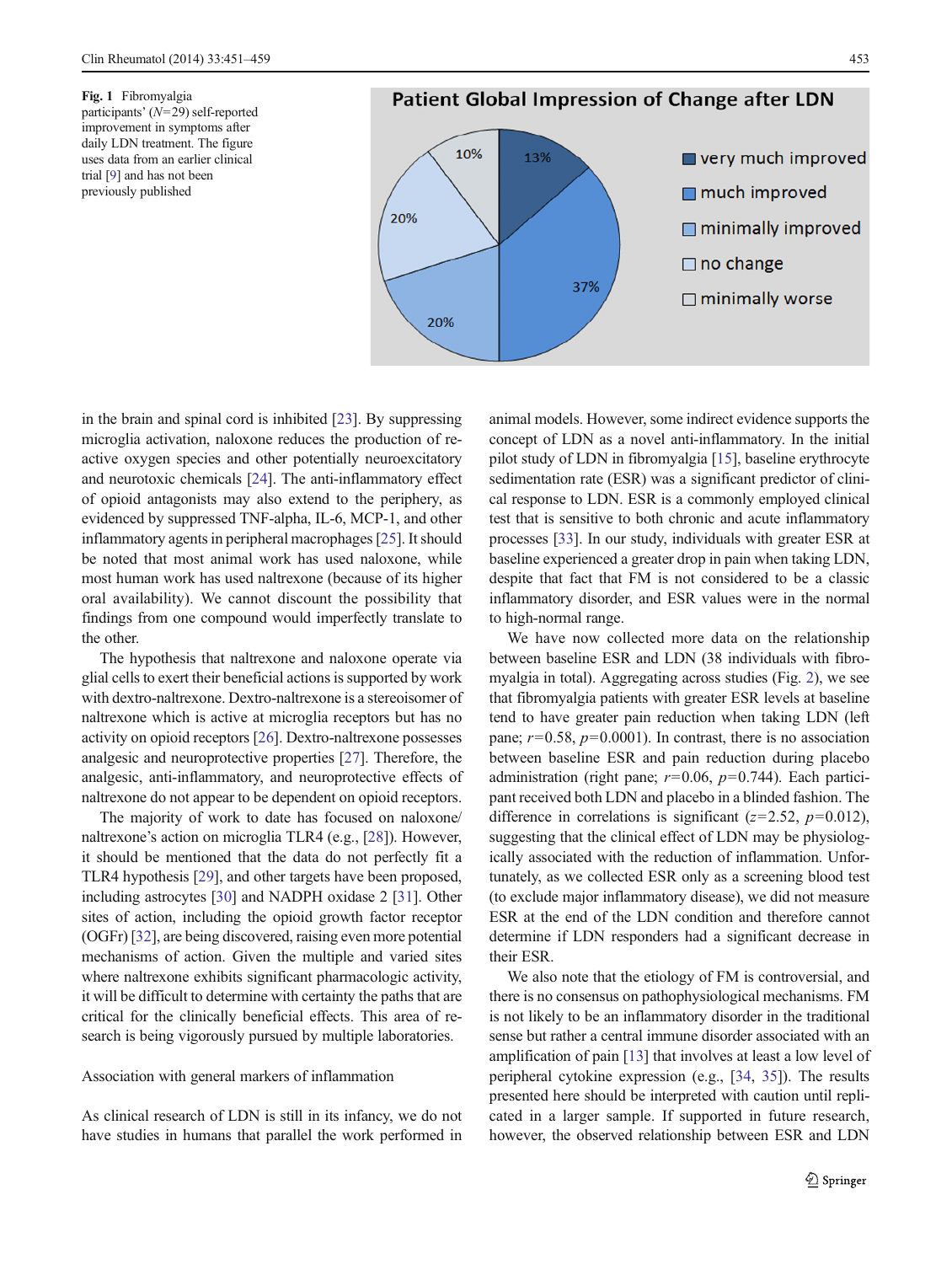**Fig. 1** Fibromyalgia participants' ($N$=29) self-reported improvement in symptoms after daily LDN treatment. The figure uses data from an earlier clinical trial [9] and has not been previously published

in the brain and spinal cord is inhibited [23]. By suppressing microglia activation, naloxone reduces the production of reactive oxygen species and other potentially neuroexcitatory and neurotoxic chemicals [24]. The anti-inflammatory effect of opioid antagonists may also extend to the periphery, as evidenced by suppressed TNF-alpha, IL-6, MCP-1, and other inflammatory agents in peripheral macrophages [25]. It should be noted that most animal work has used naloxone, while most human work has used naltrexone (because of its higher oral availability). We cannot discount the possibility that findings from one compound would imperfectly translate to the other.

The hypothesis that naltrexone and naloxone operate via glial cells to exert their beneficial actions is supported by work with dextro-naltrexone. Dextro-naltrexone is a stereoisomer of naltrexone which is active at microglia receptors but has no activity on opioid receptors [26]. Dextro-naltrexone possesses analgesic and neuroprotective properties [27]. Therefore, the analgesic, anti-inflammatory, and neuroprotective effects of naltrexone do not appear to be dependent on opioid receptors.

The majority of work to date has focused on naloxone/naltrexone's action on microglia TLR4 (e.g., [28]). However, it should be mentioned that the data do not perfectly fit a TLR4 hypothesis [29], and other targets have been proposed, including astrocytes [30] and NADPH oxidase 2 [31]. Other sites of action, including the opioid growth factor receptor (OGFr) [32], are being discovered, raising even more potential mechanisms of action. Given the multiple and varied sites where naltrexone exhibits significant pharmacologic activity, it will be difficult to determine with certainty the paths that are critical for the clinically beneficial effects. This area of research is being vigorously pursued by multiple laboratories.

## Association with general markers of inflammation

As clinical research of LDN is still in its infancy, we do not have studies in humans that parallel the work performed in animal models. However, some indirect evidence supports the concept of LDN as a novel anti-inflammatory. In the initial pilot study of LDN in fibromyalgia [15], baseline erythrocyte sedimentation rate (ESR) was a significant predictor of clinical response to LDN. ESR is a commonly employed clinical test that is sensitive to both chronic and acute inflammatory processes [33]. In our study, individuals with greater ESR at baseline experienced a greater drop in pain when taking LDN, despite that fact that FM is not considered to be a classic inflammatory disorder, and ESR values were in the normal to high-normal range.

We have now collected more data on the relationship between baseline ESR and LDN (38 individuals with fibromyalgia in total). Aggregating across studies (Fig. 2), we see that fibromyalgia patients with greater ESR levels at baseline tend to have greater pain reduction when taking LDN (left pane; $r$=0.58, $p$=0.0001). In contrast, there is no association between baseline ESR and pain reduction during placebo administration (right pane; $r$=0.06, $p$=0.744). Each participant received both LDN and placebo in a blinded fashion. The difference in correlations is significant ($z$=2.52, $p$=0.012), suggesting that the clinical effect of LDN may be physiologically associated with the reduction of inflammation. Unfortunately, as we collected ESR only as a screening blood test (to exclude major inflammatory disease), we did not measure ESR at the end of the LDN condition and therefore cannot determine if LDN responders had a significant decrease in their ESR.

We also note that the etiology of FM is controversial, and there is no consensus on pathophysiological mechanisms. FM is not likely to be an inflammatory disorder in the traditional sense but rather a central immune disorder associated with an amplification of pain [13] that involves at least a low level of peripheral cytokine expression (e.g., [34, 35]). The results presented here should be interpreted with caution until replicated in a larger sample. If supported in future research, however, the observed relationship between ESR and LDN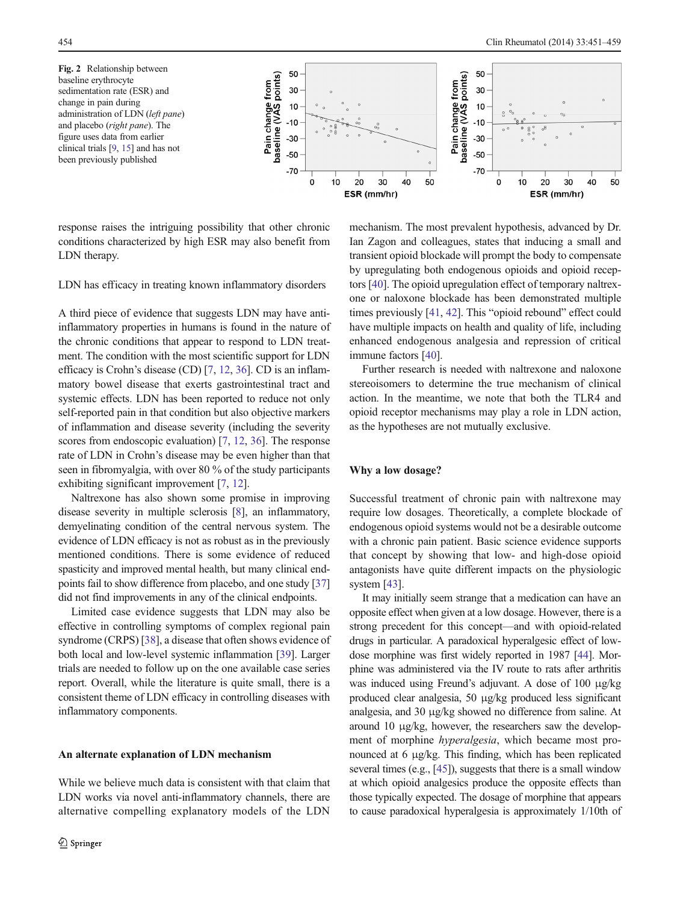Fig. 2 Relationship between baseline erythrocyte sedimentation rate (ESR) and change in pain during administration of LDN (*left pane*) and placebo (*right pane*). The figure uses data from earlier clinical trials [9, 15] and has not been previously published

response raises the intriguing possibility that other chronic conditions characterized by high ESR may also benefit from LDN therapy.

LDN has efficacy in treating known inflammatory disorders

A third piece of evidence that suggests LDN may have anti-inflammatory properties in humans is found in the nature of the chronic conditions that appear to respond to LDN treatment. The condition with the most scientific support for LDN efficacy is Crohn's disease (CD) [7, 12, 36]. CD is an inflammatory bowel disease that exerts gastrointestinal tract and systemic effects. LDN has been reported to reduce not only self-reported pain in that condition but also objective markers of inflammation and disease severity (including the severity scores from endoscopic evaluation) [7, 12, 36]. The response rate of LDN in Crohn's disease may be even higher than that seen in fibromyalgia, with over 80 % of the study participants exhibiting significant improvement [7, 12].

Naltrexone has also shown some promise in improving disease severity in multiple sclerosis [8], an inflammatory, demyelinating condition of the central nervous system. The evidence of LDN efficacy is not as robust as in the previously mentioned conditions. There is some evidence of reduced spasticity and improved mental health, but many clinical endpoints fail to show difference from placebo, and one study [37] did not find improvements in any of the clinical endpoints.

Limited case evidence suggests that LDN may also be effective in controlling symptoms of complex regional pain syndrome (CRPS) [38], a disease that often shows evidence of both local and low-level systemic inflammation [39]. Larger trials are needed to follow up on the one available case series report. Overall, while the literature is quite small, there is a consistent theme of LDN efficacy in controlling diseases with inflammatory components.

## An alternate explanation of LDN mechanism

While we believe much data is consistent with that claim that LDN works via novel anti-inflammatory channels, there are alternative compelling explanatory models of the LDN mechanism. The most prevalent hypothesis, advanced by Dr. Ian Zagon and colleagues, states that inducing a small and transient opioid blockade will prompt the body to compensate by upregulating both endogenous opioids and opioid receptors [40]. The opioid upregulation effect of temporary naltrexone or naloxone blockade has been demonstrated multiple times previously [41, 42]. This "opioid rebound" effect could have multiple impacts on health and quality of life, including enhanced endogenous analgesia and repression of critical immune factors [40].

Further research is needed with naltrexone and naloxone stereoisomers to determine the true mechanism of clinical action. In the meantime, we note that both the TLR4 and opioid receptor mechanisms may play a role in LDN action, as the hypotheses are not mutually exclusive.

## Why a low dosage?

Successful treatment of chronic pain with naltrexone may require low dosages. Theoretically, a complete blockade of endogenous opioid systems would not be a desirable outcome with a chronic pain patient. Basic science evidence supports that concept by showing that low- and high-dose opioid antagonists have quite different impacts on the physiologic system [43].

It may initially seem strange that a medication can have an opposite effect when given at a low dosage. However, there is a strong precedent for this concept—and with opioid-related drugs in particular. A paradoxical hyperalgesic effect of low-dose morphine was first widely reported in 1987 [44]. Morphine was administered via the IV route to rats after arthritis was induced using Freund's adjuvant. A dose of 100 μg/kg produced clear analgesia, 50 μg/kg produced less significant analgesia, and 30 μg/kg showed no difference from saline. At around 10 μg/kg, however, the researchers saw the development of morphine *hyperalgesia*, which became most pronounced at 6 μg/kg. This finding, which has been replicated several times (e.g., [45]), suggests that there is a small window at which opioid analgesics produce the opposite effects than those typically expected. The dosage of morphine that appears to cause paradoxical hyperalgesia is approximately 1/10th of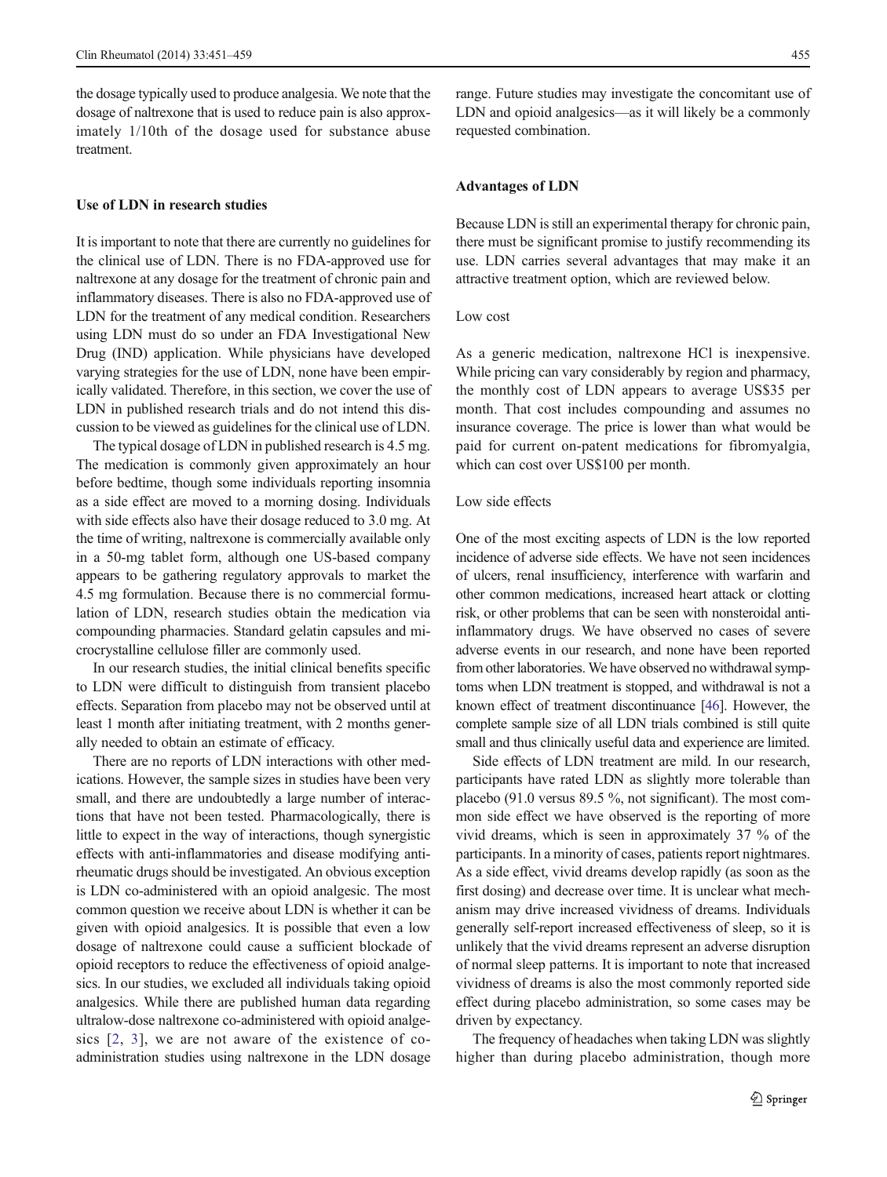the dosage typically used to produce analgesia. We note that the dosage of naltrexone that is used to reduce pain is also approximately 1/10th of the dosage used for substance abuse treatment.

### Use of LDN in research studies

It is important to note that there are currently no guidelines for the clinical use of LDN. There is no FDA-approved use for naltrexone at any dosage for the treatment of chronic pain and inflammatory diseases. There is also no FDA-approved use of LDN for the treatment of any medical condition. Researchers using LDN must do so under an FDA Investigational New Drug (IND) application. While physicians have developed varying strategies for the use of LDN, none have been empirically validated. Therefore, in this section, we cover the use of LDN in published research trials and do not intend this discussion to be viewed as guidelines for the clinical use of LDN.

The typical dosage of LDN in published research is 4.5 mg. The medication is commonly given approximately an hour before bedtime, though some individuals reporting insomnia as a side effect are moved to a morning dosing. Individuals with side effects also have their dosage reduced to 3.0 mg. At the time of writing, naltrexone is commercially available only in a 50-mg tablet form, although one US-based company appears to be gathering regulatory approvals to market the 4.5 mg formulation. Because there is no commercial formulation of LDN, research studies obtain the medication via compounding pharmacies. Standard gelatin capsules and microcrystalline cellulose filler are commonly used.

In our research studies, the initial clinical benefits specific to LDN were difficult to distinguish from transient placebo effects. Separation from placebo may not be observed until at least 1 month after initiating treatment, with 2 months generally needed to obtain an estimate of efficacy.

There are no reports of LDN interactions with other medications. However, the sample sizes in studies have been very small, and there are undoubtedly a large number of interactions that have not been tested. Pharmacologically, there is little to expect in the way of interactions, though synergistic effects with anti-inflammatories and disease modifying antirheumatic drugs should be investigated. An obvious exception is LDN co-administered with an opioid analgesic. The most common question we receive about LDN is whether it can be given with opioid analgesics. It is possible that even a low dosage of naltrexone could cause a sufficient blockade of opioid receptors to reduce the effectiveness of opioid analgesics. In our studies, we excluded all individuals taking opioid analgesics. While there are published human data regarding ultralow-dose naltrexone co-administered with opioid analgesics [2, 3], we are not aware of the existence of co-administration studies using naltrexone in the LDN dosage range. Future studies may investigate the concomitant use of LDN and opioid analgesics—as it will likely be a commonly requested combination.

### Advantages of LDN

Because LDN is still an experimental therapy for chronic pain, there must be significant promise to justify recommending its use. LDN carries several advantages that may make it an attractive treatment option, which are reviewed below.

#### Low cost

As a generic medication, naltrexone HCl is inexpensive. While pricing can vary considerably by region and pharmacy, the monthly cost of LDN appears to average US$35 per month. That cost includes compounding and assumes no insurance coverage. The price is lower than what would be paid for current on-patent medications for fibromyalgia, which can cost over US$100 per month.

#### Low side effects

One of the most exciting aspects of LDN is the low reported incidence of adverse side effects. We have not seen incidences of ulcers, renal insufficiency, interference with warfarin and other common medications, increased heart attack or clotting risk, or other problems that can be seen with nonsteroidal anti-inflammatory drugs. We have observed no cases of severe adverse events in our research, and none have been reported from other laboratories. We have observed no withdrawal symptoms when LDN treatment is stopped, and withdrawal is not a known effect of treatment discontinuance [46]. However, the complete sample size of all LDN trials combined is still quite small and thus clinically useful data and experience are limited.

Side effects of LDN treatment are mild. In our research, participants have rated LDN as slightly more tolerable than placebo (91.0 versus 89.5 %, not significant). The most common side effect we have observed is the reporting of more vivid dreams, which is seen in approximately 37 % of the participants. In a minority of cases, patients report nightmares. As a side effect, vivid dreams develop rapidly (as soon as the first dosing) and decrease over time. It is unclear what mechanism may drive increased vividness of dreams. Individuals generally self-report increased effectiveness of sleep, so it is unlikely that the vivid dreams represent an adverse disruption of normal sleep patterns. It is important to note that increased vividness of dreams is also the most commonly reported side effect during placebo administration, so some cases may be driven by expectancy.

The frequency of headaches when taking LDN was slightly higher than during placebo administration, though more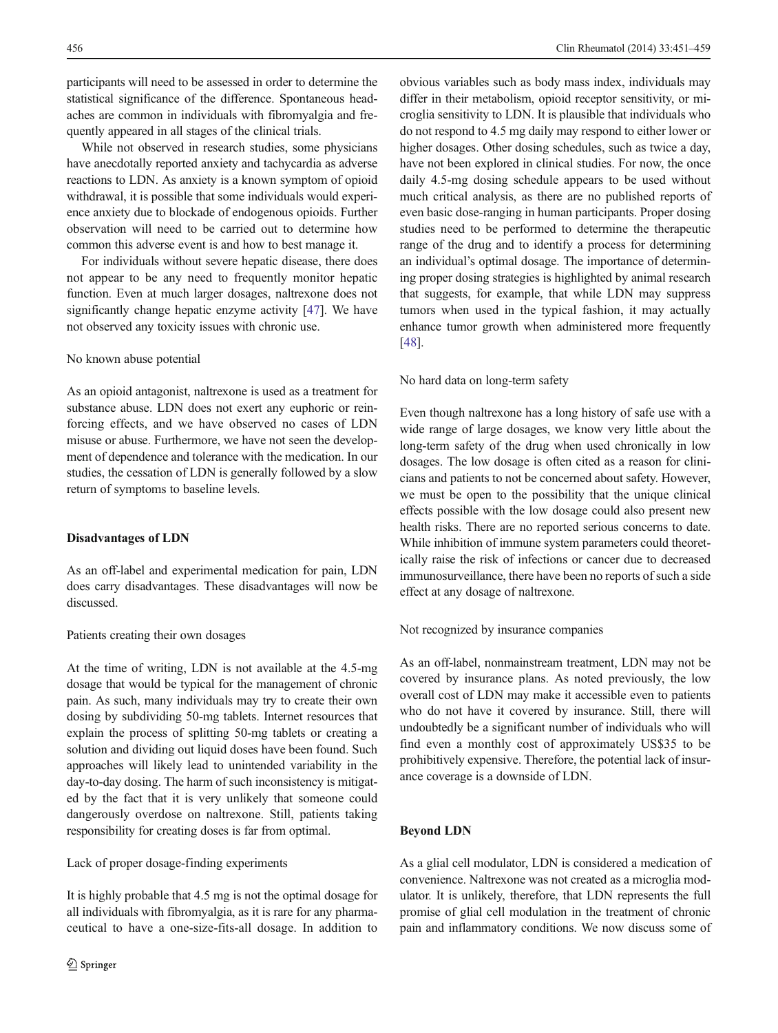participants will need to be assessed in order to determine the statistical significance of the difference. Spontaneous headaches are common in individuals with fibromyalgia and frequently appeared in all stages of the clinical trials.

While not observed in research studies, some physicians have anecdotally reported anxiety and tachycardia as adverse reactions to LDN. As anxiety is a known symptom of opioid withdrawal, it is possible that some individuals would experience anxiety due to blockade of endogenous opioids. Further observation will need to be carried out to determine how common this adverse event is and how to best manage it.

For individuals without severe hepatic disease, there does not appear to be any need to frequently monitor hepatic function. Even at much larger dosages, naltrexone does not significantly change hepatic enzyme activity [47]. We have not observed any toxicity issues with chronic use.

### No known abuse potential

As an opioid antagonist, naltrexone is used as a treatment for substance abuse. LDN does not exert any euphoric or reinforcing effects, and we have observed no cases of LDN misuse or abuse. Furthermore, we have not seen the development of dependence and tolerance with the medication. In our studies, the cessation of LDN is generally followed by a slow return of symptoms to baseline levels.

## Disadvantages of LDN

As an off-label and experimental medication for pain, LDN does carry disadvantages. These disadvantages will now be discussed.

### Patients creating their own dosages

At the time of writing, LDN is not available at the 4.5-mg dosage that would be typical for the management of chronic pain. As such, many individuals may try to create their own dosing by subdividing 50-mg tablets. Internet resources that explain the process of splitting 50-mg tablets or creating a solution and dividing out liquid doses have been found. Such approaches will likely lead to unintended variability in the day-to-day dosing. The harm of such inconsistency is mitigated by the fact that it is very unlikely that someone could dangerously overdose on naltrexone. Still, patients taking responsibility for creating doses is far from optimal.

### Lack of proper dosage-finding experiments

It is highly probable that 4.5 mg is not the optimal dosage for all individuals with fibromyalgia, as it is rare for any pharmaceutical to have a one-size-fits-all dosage. In addition to obvious variables such as body mass index, individuals may differ in their metabolism, opioid receptor sensitivity, or microglia sensitivity to LDN. It is plausible that individuals who do not respond to 4.5 mg daily may respond to either lower or higher dosages. Other dosing schedules, such as twice a day, have not been explored in clinical studies. For now, the once daily 4.5-mg dosing schedule appears to be used without much critical analysis, as there are no published reports of even basic dose-ranging in human participants. Proper dosing studies need to be performed to determine the therapeutic range of the drug and to identify a process for determining an individual's optimal dosage. The importance of determining proper dosing strategies is highlighted by animal research that suggests, for example, that while LDN may suppress tumors when used in the typical fashion, it may actually enhance tumor growth when administered more frequently [48].

### No hard data on long-term safety

Even though naltrexone has a long history of safe use with a wide range of large dosages, we know very little about the long-term safety of the drug when used chronically in low dosages. The low dosage is often cited as a reason for clinicians and patients to not be concerned about safety. However, we must be open to the possibility that the unique clinical effects possible with the low dosage could also present new health risks. There are no reported serious concerns to date. While inhibition of immune system parameters could theoretically raise the risk of infections or cancer due to decreased immunosurveillance, there have been no reports of such a side effect at any dosage of naltrexone.

### Not recognized by insurance companies

As an off-label, nonmainstream treatment, LDN may not be covered by insurance plans. As noted previously, the low overall cost of LDN may make it accessible even to patients who do not have it covered by insurance. Still, there will undoubtedly be a significant number of individuals who will find even a monthly cost of approximately US$35 to be prohibitively expensive. Therefore, the potential lack of insurance coverage is a downside of LDN.

## Beyond LDN

As a glial cell modulator, LDN is considered a medication of convenience. Naltrexone was not created as a microglia modulator. It is unlikely, therefore, that LDN represents the full promise of glial cell modulation in the treatment of chronic pain and inflammatory conditions. We now discuss some of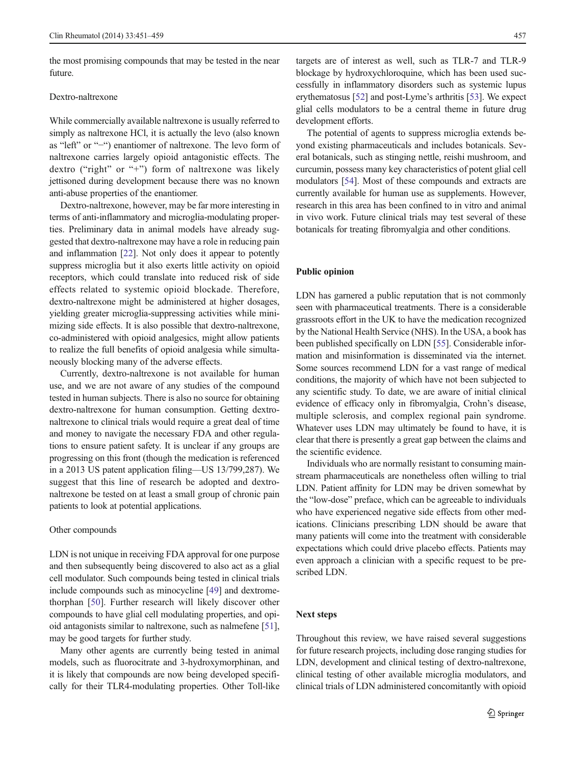the most promising compounds that may be tested in the near future.

### Dextro-naltrexone

While commercially available naltrexone is usually referred to simply as naltrexone HCl, it is actually the levo (also known as "left" or "−") enantiomer of naltrexone. The levo form of naltrexone carries largely opioid antagonistic effects. The dextro ("right" or "+") form of naltrexone was likely jettisoned during development because there was no known anti-abuse properties of the enantiomer.

Dextro-naltrexone, however, may be far more interesting in terms of anti-inflammatory and microglia-modulating properties. Preliminary data in animal models have already suggested that dextro-naltrexone may have a role in reducing pain and inflammation [22]. Not only does it appear to potently suppress microglia but it also exerts little activity on opioid receptors, which could translate into reduced risk of side effects related to systemic opioid blockade. Therefore, dextro-naltrexone might be administered at higher dosages, yielding greater microglia-suppressing activities while minimizing side effects. It is also possible that dextro-naltrexone, co-administered with opioid analgesics, might allow patients to realize the full benefits of opioid analgesia while simultaneously blocking many of the adverse effects.

Currently, dextro-naltrexone is not available for human use, and we are not aware of any studies of the compound tested in human subjects. There is also no source for obtaining dextro-naltrexone for human consumption. Getting dextro-naltrexone to clinical trials would require a great deal of time and money to navigate the necessary FDA and other regulations to ensure patient safety. It is unclear if any groups are progressing on this front (though the medication is referenced in a 2013 US patent application filing—US 13/799,287). We suggest that this line of research be adopted and dextro-naltrexone be tested on at least a small group of chronic pain patients to look at potential applications.

### Other compounds

LDN is not unique in receiving FDA approval for one purpose and then subsequently being discovered to also act as a glial cell modulator. Such compounds being tested in clinical trials include compounds such as minocycline [49] and dextromethorphan [50]. Further research will likely discover other compounds to have glial cell modulating properties, and opioid antagonists similar to naltrexone, such as nalmefene [51], may be good targets for further study.

Many other agents are currently being tested in animal models, such as fluorocitrate and 3-hydroxymorphinan, and it is likely that compounds are now being developed specifically for their TLR4-modulating properties. Other Toll-like targets are of interest as well, such as TLR-7 and TLR-9 blockage by hydroxychloroquine, which has been used successfully in inflammatory disorders such as systemic lupus erythematosus [52] and post-Lyme's arthritis [53]. We expect glial cells modulators to be a central theme in future drug development efforts.

The potential of agents to suppress microglia extends beyond existing pharmaceuticals and includes botanicals. Several botanicals, such as stinging nettle, reishi mushroom, and curcumin, possess many key characteristics of potent glial cell modulators [54]. Most of these compounds and extracts are currently available for human use as supplements. However, research in this area has been confined to in vitro and animal in vivo work. Future clinical trials may test several of these botanicals for treating fibromyalgia and other conditions.

## Public opinion

LDN has garnered a public reputation that is not commonly seen with pharmaceutical treatments. There is a considerable grassroots effort in the UK to have the medication recognized by the National Health Service (NHS). In the USA, a book has been published specifically on LDN [55]. Considerable information and misinformation is disseminated via the internet. Some sources recommend LDN for a vast range of medical conditions, the majority of which have not been subjected to any scientific study. To date, we are aware of initial clinical evidence of efficacy only in fibromyalgia, Crohn's disease, multiple sclerosis, and complex regional pain syndrome. Whatever uses LDN may ultimately be found to have, it is clear that there is presently a great gap between the claims and the scientific evidence.

Individuals who are normally resistant to consuming mainstream pharmaceuticals are nonetheless often willing to trial LDN. Patient affinity for LDN may be driven somewhat by the "low-dose" preface, which can be agreeable to individuals who have experienced negative side effects from other medications. Clinicians prescribing LDN should be aware that many patients will come into the treatment with considerable expectations which could drive placebo effects. Patients may even approach a clinician with a specific request to be prescribed LDN.

## Next steps

Throughout this review, we have raised several suggestions for future research projects, including dose ranging studies for LDN, development and clinical testing of dextro-naltrexone, clinical testing of other available microglia modulators, and clinical trials of LDN administered concomitantly with opioid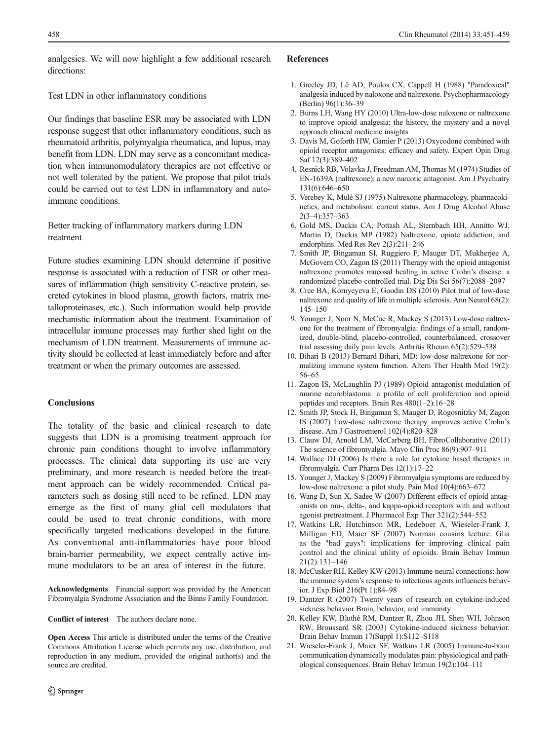analgesics. We will now highlight a few additional research directions:

Test LDN in other inflammatory conditions

Our findings that baseline ESR may be associated with LDN response suggest that other inflammatory conditions, such as rheumatoid arthritis, polymyalgia rheumatica, and lupus, may benefit from LDN. LDN may serve as a concomitant medication when immunomodulatory therapies are not effective or not well tolerated by the patient. We propose that pilot trials could be carried out to test LDN in inflammatory and autoimmune conditions.

Better tracking of inflammatory markers during LDN treatment

Future studies examining LDN should determine if positive response is associated with a reduction of ESR or other measures of inflammation (high sensitivity C-reactive protein, secreted cytokines in blood plasma, growth factors, matrix metalloproteinases, etc.). Such information would help provide mechanistic information about the treatment. Examination of intracellular immune processes may further shed light on the mechanism of LDN treatment. Measurements of immune activity should be collected at least immediately before and after treatment or when the primary outcomes are assessed.

## Conclusions

The totality of the basic and clinical research to date suggests that LDN is a promising treatment approach for chronic pain conditions thought to involve inflammatory processes. The clinical data supporting its use are very preliminary, and more research is needed before the treatment approach can be widely recommended. Critical parameters such as dosing still need to be refined. LDN may emerge as the first of many glial cell modulators that could be used to treat chronic conditions, with more specifically targeted medications developed in the future. As conventional anti-inflammatories have poor blood brain-barrier permeability, we expect centrally active immune modulators to be an area of interest in the future.

**Acknowledgments** Financial support was provided by the American Fibromyalgia Syndrome Association and the Binns Family Foundation.

**Conflict of interest** The authors declare none.

**Open Access** This article is distributed under the terms of the Creative Commons Attribution License which permits any use, distribution, and reproduction in any medium, provided the original author(s) and the source are credited.

## References

1. Greeley JD, Lê AD, Poulos CX, Cappell H (1988) "Paradoxical" analgesia induced by naloxone and naltrexone. Psychopharmacology (Berlin) 96(1):36–39
2. Burns LH, Wang HY (2010) Ultra-low-dose naloxone or naltrexone to improve opioid analgesia: the history, the mystery and a novel approach clinical medicine insights
3. Davis M, Goforth HW, Gamier P (2013) Oxycodone combined with opioid receptor antagonists: efficacy and safety. Expert Opin Drug Saf 12(3):389–402
4. Resnick RB, Volavka J, Freedman AM, Thomas M (1974) Studies of EN-1639A (naltrexone): a new narcotic antagonist. Am J Psychiatry 131(6):646–650
5. Verebey K, Mulé SJ (1975) Naltrexone pharmacology, pharmacokinetics, and metabolism: current status. Am J Drug Alcohol Abuse 2(3–4):357–363
6. Gold MS, Dackis CA, Pottash AL, Sternbach HH, Annitto WJ, Martin D, Dackis MP (1982) Naltrexone, opiate addiction, and endorphins. Med Res Rev 2(3):211–246
7. Smith JP, Bingaman SI, Ruggiero F, Mauger DT, Mukherjee A, McGovern CO, Zagon IS (2011) Therapy with the opioid antagonist naltrexone promotes mucosal healing in active Crohn's disease: a randomized placebo-controlled trial. Dig Dis Sci 56(7):2088–2097
8. Cree BA, Kornyeyeva E, Goodin DS (2010) Pilot trial of low-dose naltrexone and quality of life in multiple sclerosis. Ann Neurol 68(2): 145–150
9. Younger J, Noor N, McCue R, Mackey S (2013) Low-dose naltrexone for the treatment of fibromyalgia: findings of a small, randomized, double-blind, placebo-controlled, counterbalanced, crossover trial assessing daily pain levels. Arthritis Rheum 65(2):529–538
10. Bihari B (2013) Bernard Bihari, MD: low-dose naltrexone for normalizing immune system function. Altern Ther Health Med 19(2): 56–65
11. Zagon IS, McLaughlin PJ (1989) Opioid antagonist modulation of murine neuroblastoma: a profile of cell proliferation and opioid peptides and receptors. Brain Res 480(1–2):16–28
12. Smith JP, Stock H, Bingaman S, Mauger D, Rogosnitzky M, Zagon IS (2007) Low-dose naltrexone therapy improves active Crohn's disease. Am J Gastroenterol 102(4):820–828
13. Clauw DJ, Arnold LM, McCarberg BH, FibroCollaborative (2011) The science of fibromyalgia. Mayo Clin Proc 86(9):907–911
14. Wallace DJ (2006) Is there a role for cytokine based therapies in fibromyalgia. Curr Pharm Des 12(1):17–22
15. Younger J, Mackey S (2009) Fibromyalgia symptoms are reduced by low-dose naltrexone: a pilot study. Pain Med 10(4):663–672
16. Wang D, Sun X, Sadee W (2007) Different effects of opioid antagonists on mu-, delta-, and kappa-opioid receptors with and without agonist pretreatment. J Pharmacol Exp Ther 321(2):544–552
17. Watkins LR, Hutchinson MR, Ledeboer A, Wieseler-Frank J, Milligan ED, Maier SF (2007) Norman cousins lecture. Glia as the "bad guys": implications for improving clinical pain control and the clinical utility of opioids. Brain Behav Immun 21(2):131–146
18. McCusker RH, Kelley KW (2013) Immune-neural connections: how the immune system's response to infectious agents influences behavior. J Exp Biol 216(Pt 1):84–98
19. Dantzer R (2007) Twenty years of research on cytokine-induced sickness behavior Brain, behavior, and immunity
20. Kelley KW, Bluthé RM, Dantzer R, Zhou JH, Shen WH, Johnson RW, Broussard SR (2003) Cytokine-induced sickness behavior. Brain Behav Immun 17(Suppl 1):S112–S118
21. Wieseler-Frank J, Maier SF, Watkins LR (2005) Immune-to-brain communication dynamically modulates pain: physiological and pathological consequences. Brain Behav Immun 19(2):104–111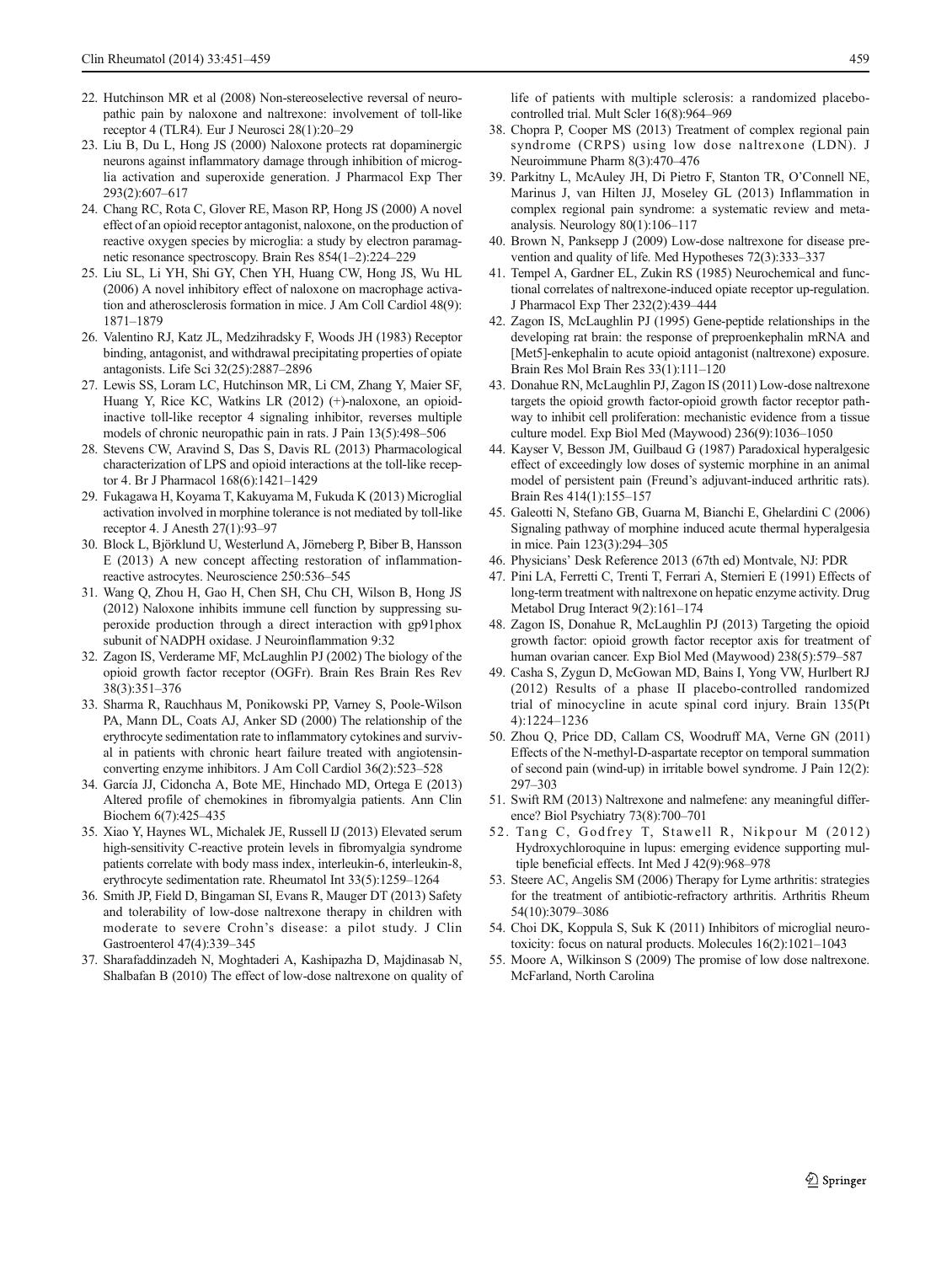22. Hutchinson MR et al (2008) Non-stereoselective reversal of neuropathic pain by naloxone and naltrexone: involvement of toll-like receptor 4 (TLR4). Eur J Neurosci 28(1):20–29
23. Liu B, Du L, Hong JS (2000) Naloxone protects rat dopaminergic neurons against inflammatory damage through inhibition of microglia activation and superoxide generation. J Pharmacol Exp Ther 293(2):607–617
24. Chang RC, Rota C, Glover RE, Mason RP, Hong JS (2000) A novel effect of an opioid receptor antagonist, naloxone, on the production of reactive oxygen species by microglia: a study by electron paramagnetic resonance spectroscopy. Brain Res 854(1–2):224–229
25. Liu SL, Li YH, Shi GY, Chen YH, Huang CW, Hong JS, Wu HL (2006) A novel inhibitory effect of naloxone on macrophage activation and atherosclerosis formation in mice. J Am Coll Cardiol 48(9): 1871–1879
26. Valentino RJ, Katz JL, Medzihradsky F, Woods JH (1983) Receptor binding, antagonist, and withdrawal precipitating properties of opiate antagonists. Life Sci 32(25):2887–2896
27. Lewis SS, Loram LC, Hutchinson MR, Li CM, Zhang Y, Maier SF, Huang Y, Rice KC, Watkins LR (2012) (+)-naloxone, an opioid-inactive toll-like receptor 4 signaling inhibitor, reverses multiple models of chronic neuropathic pain in rats. J Pain 13(5):498–506
28. Stevens CW, Aravind S, Das S, Davis RL (2013) Pharmacological characterization of LPS and opioid interactions at the toll-like receptor 4. Br J Pharmacol 168(6):1421–1429
29. Fukagawa H, Koyama T, Kakuyama M, Fukuda K (2013) Microglial activation involved in morphine tolerance is not mediated by toll-like receptor 4. J Anesth 27(1):93–97
30. Block L, Björklund U, Westerlund A, Jörneberg P, Biber B, Hansson E (2013) A new concept affecting restoration of inflammation-reactive astrocytes. Neuroscience 250:536–545
31. Wang Q, Zhou H, Gao H, Chen SH, Chu CH, Wilson B, Hong JS (2012) Naloxone inhibits immune cell function by suppressing superoxide production through a direct interaction with gp91phox subunit of NADPH oxidase. J Neuroinflammation 9:32
32. Zagon IS, Verderame MF, McLaughlin PJ (2002) The biology of the opioid growth factor receptor (OGFr). Brain Res Brain Res Rev 38(3):351–376
33. Sharma R, Rauchhaus M, Ponikowski PP, Varney S, Poole-Wilson PA, Mann DL, Coats AJ, Anker SD (2000) The relationship of the erythrocyte sedimentation rate to inflammatory cytokines and survival in patients with chronic heart failure treated with angiotensin-converting enzyme inhibitors. J Am Coll Cardiol 36(2):523–528
34. García JJ, Cidoncha A, Bote ME, Hinchado MD, Ortega E (2013) Altered profile of chemokines in fibromyalgia patients. Ann Clin Biochem 6(7):425–435
35. Xiao Y, Haynes WL, Michalek JE, Russell IJ (2013) Elevated serum high-sensitivity C-reactive protein levels in fibromyalgia syndrome patients correlate with body mass index, interleukin-6, interleukin-8, erythrocyte sedimentation rate. Rheumatol Int 33(5):1259–1264
36. Smith JP, Field D, Bingaman SI, Evans R, Mauger DT (2013) Safety and tolerability of low-dose naltrexone therapy in children with moderate to severe Crohn's disease: a pilot study. J Clin Gastroenterol 47(4):339–345
37. Sharafaddinzadeh N, Moghtaderi A, Kashipazha D, Majdinasab N, Shalbafan B (2010) The effect of low-dose naltrexone on quality of life of patients with multiple sclerosis: a randomized placebo-controlled trial. Mult Scler 16(8):964–969
38. Chopra P, Cooper MS (2013) Treatment of complex regional pain syndrome (CRPS) using low dose naltrexone (LDN). J Neuroimmune Pharm 8(3):470–476
39. Parkitny L, McAuley JH, Di Pietro F, Stanton TR, O'Connell NE, Marinus J, van Hilten JJ, Moseley GL (2013) Inflammation in complex regional pain syndrome: a systematic review and meta-analysis. Neurology 80(1):106–117
40. Brown N, Panksepp J (2009) Low-dose naltrexone for disease prevention and quality of life. Med Hypotheses 72(3):333–337
41. Tempel A, Gardner EL, Zukin RS (1985) Neurochemical and functional correlates of naltrexone-induced opiate receptor up-regulation. J Pharmacol Exp Ther 232(2):439–444
42. Zagon IS, McLaughlin PJ (1995) Gene-peptide relationships in the developing rat brain: the response of preproenkephalin mRNA and [Met5]-enkephalin to acute opioid antagonist (naltrexone) exposure. Brain Res Mol Brain Res 33(1):111–120
43. Donahue RN, McLaughlin PJ, Zagon IS (2011) Low-dose naltrexone targets the opioid growth factor-opioid growth factor receptor pathway to inhibit cell proliferation: mechanistic evidence from a tissue culture model. Exp Biol Med (Maywood) 236(9):1036–1050
44. Kayser V, Besson JM, Guilbaud G (1987) Paradoxical hyperalgesic effect of exceedingly low doses of systemic morphine in an animal model of persistent pain (Freund's adjuvant-induced arthritic rats). Brain Res 414(1):155–157
45. Galeotti N, Stefano GB, Guarna M, Bianchi E, Ghelardini C (2006) Signaling pathway of morphine induced acute thermal hyperalgesia in mice. Pain 123(3):294–305
46. Physicians' Desk Reference 2013 (67th ed) Montvale, NJ: PDR
47. Pini LA, Ferretti C, Trenti T, Ferrari A, Sternieri E (1991) Effects of long-term treatment with naltrexone on hepatic enzyme activity. Drug Metabol Drug Interact 9(2):161–174
48. Zagon IS, Donahue R, McLaughlin PJ (2013) Targeting the opioid growth factor: opioid growth factor receptor axis for treatment of human ovarian cancer. Exp Biol Med (Maywood) 238(5):579–587
49. Casha S, Zygun D, McGowan MD, Bains I, Yong VW, Hurlbert RJ (2012) Results of a phase II placebo-controlled randomized trial of minocycline in acute spinal cord injury. Brain 135(Pt 4):1224–1236
50. Zhou Q, Price DD, Callam CS, Woodruff MA, Verne GN (2011) Effects of the N-methyl-D-aspartate receptor on temporal summation of second pain (wind-up) in irritable bowel syndrome. J Pain 12(2): 297–303
51. Swift RM (2013) Naltrexone and nalmefene: any meaningful difference? Biol Psychiatry 73(8):700–701
52. Tang C, Godfrey T, Stawell R, Nikpour M (2012) Hydroxychloroquine in lupus: emerging evidence supporting multiple beneficial effects. Int Med J 42(9):968–978
53. Steere AC, Angelis SM (2006) Therapy for Lyme arthritis: strategies for the treatment of antibiotic-refractory arthritis. Arthritis Rheum 54(10):3079–3086
54. Choi DK, Koppula S, Suk K (2011) Inhibitors of microglial neurotoxicity: focus on natural products. Molecules 16(2):1021–1043
55. Moore A, Wilkinson S (2009) The promise of low dose naltrexone. McFarland, North Carolina